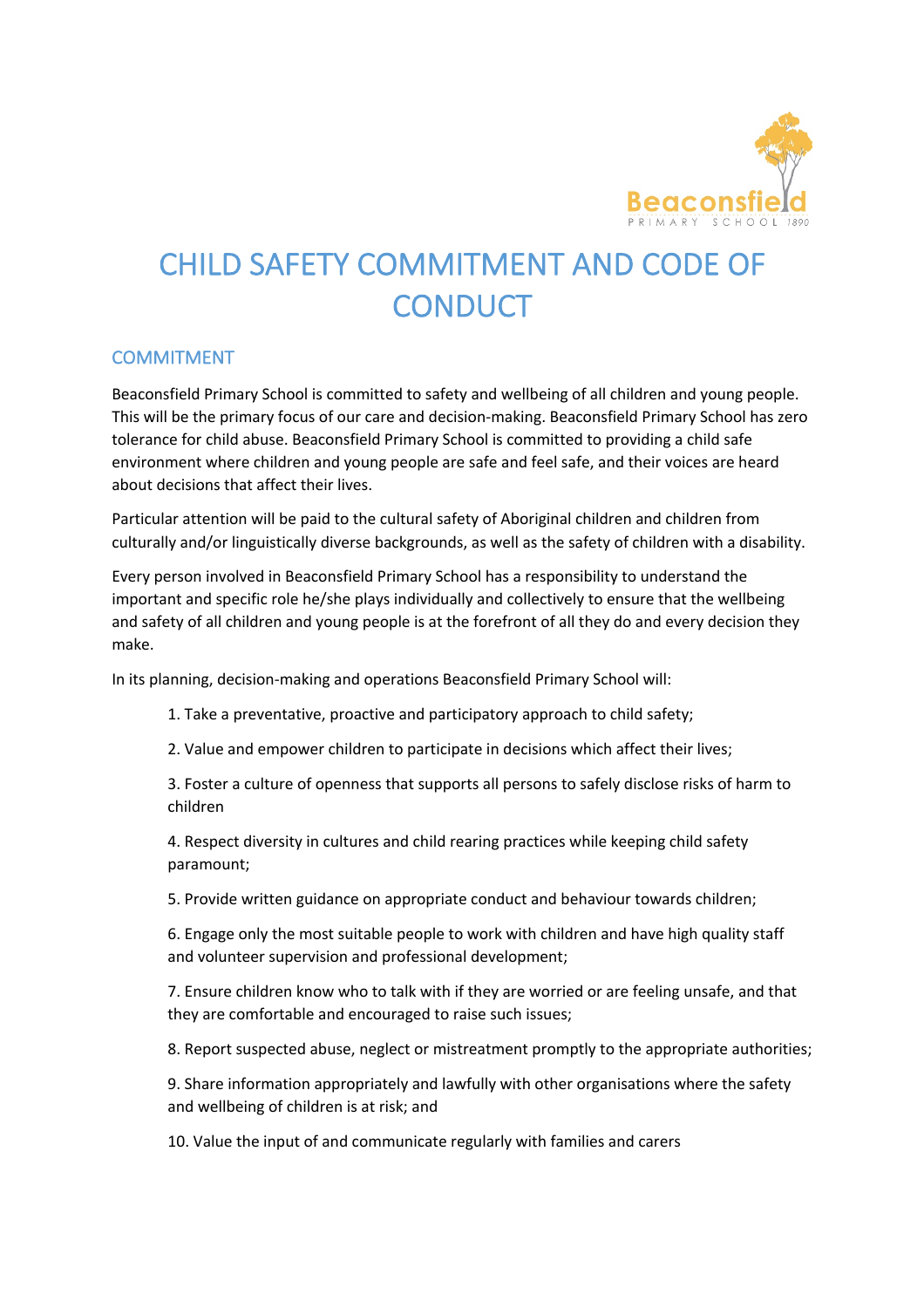# CHILD SAFETY COMMITMENT AND CODE OF CONDUCT

## COMMITMENT

Beaconsfield Primary School is committed to safety and wellbeing of all children and young people. This will be the primary focus of our care and decision-making. Beaconsfield Primary School has zero tolerance for child abuse. Beaconsfield Primary School is committed to providing a child safe environment where children and young people are safe and feel safe, and their voices are heard about decisions that affect their lives.

Particular attention will be paid to the cultural safety of Aboriginal children and children from culturally and/or linguistically diverse backgrounds, as well as the safety of children with a disability.

Every person involved in Beaconsfield Primary School has a responsibility to understand the important and specific role he/she plays individually and collectively to ensure that the wellbeing and safety of all children and young people is at the forefront of all they do and every decision they make.

In its planning, decision-making and operations Beaconsfield Primary School will:

1. Take a preventative, proactive and participatory approach to child safety;
2. Value and empower children to participate in decisions which affect their lives;
3. Foster a culture of openness that supports all persons to safely disclose risks of harm to children
4. Respect diversity in cultures and child rearing practices while keeping child safety paramount;
5. Provide written guidance on appropriate conduct and behaviour towards children;
6. Engage only the most suitable people to work with children and have high quality staff and volunteer supervision and professional development;
7. Ensure children know who to talk with if they are worried or are feeling unsafe, and that they are comfortable and encouraged to raise such issues;
8. Report suspected abuse, neglect or mistreatment promptly to the appropriate authorities;
9. Share information appropriately and lawfully with other organisations where the safety and wellbeing of children is at risk; and
10. Value the input of and communicate regularly with families and carers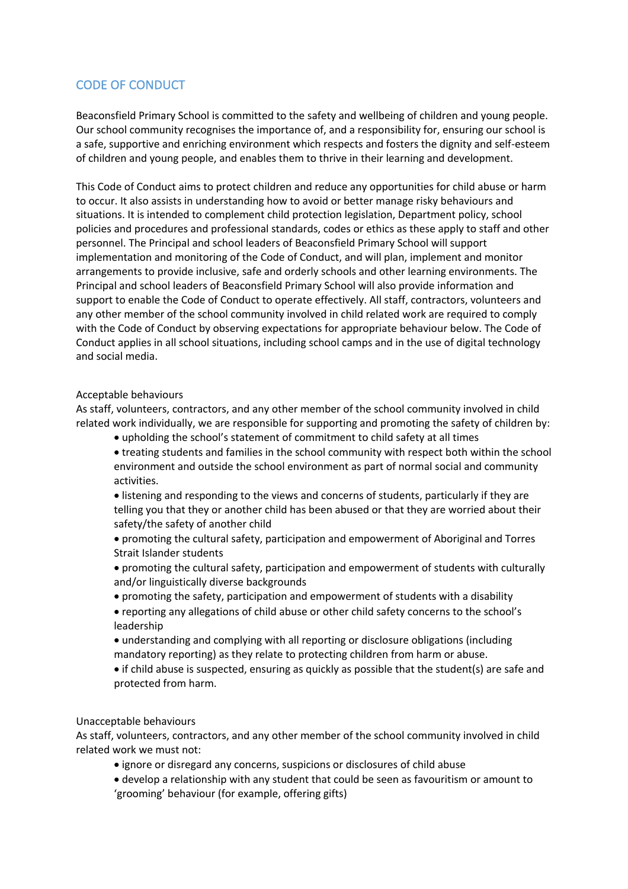## CODE OF CONDUCT

Beaconsfield Primary School is committed to the safety and wellbeing of children and young people. Our school community recognises the importance of, and a responsibility for, ensuring our school is a safe, supportive and enriching environment which respects and fosters the dignity and self-esteem of children and young people, and enables them to thrive in their learning and development.

This Code of Conduct aims to protect children and reduce any opportunities for child abuse or harm to occur. It also assists in understanding how to avoid or better manage risky behaviours and situations. It is intended to complement child protection legislation, Department policy, school policies and procedures and professional standards, codes or ethics as these apply to staff and other personnel. The Principal and school leaders of Beaconsfield Primary School will support implementation and monitoring of the Code of Conduct, and will plan, implement and monitor arrangements to provide inclusive, safe and orderly schools and other learning environments. The Principal and school leaders of Beaconsfield Primary School will also provide information and support to enable the Code of Conduct to operate effectively. All staff, contractors, volunteers and any other member of the school community involved in child related work are required to comply with the Code of Conduct by observing expectations for appropriate behaviour below. The Code of Conduct applies in all school situations, including school camps and in the use of digital technology and social media.

Acceptable behaviours

As staff, volunteers, contractors, and any other member of the school community involved in child related work individually, we are responsible for supporting and promoting the safety of children by:

- upholding the school's statement of commitment to child safety at all times
- treating students and families in the school community with respect both within the school environment and outside the school environment as part of normal social and community activities.
- listening and responding to the views and concerns of students, particularly if they are telling you that they or another child has been abused or that they are worried about their safety/the safety of another child
- promoting the cultural safety, participation and empowerment of Aboriginal and Torres Strait Islander students
- promoting the cultural safety, participation and empowerment of students with culturally and/or linguistically diverse backgrounds
- promoting the safety, participation and empowerment of students with a disability
- reporting any allegations of child abuse or other child safety concerns to the school's leadership
- understanding and complying with all reporting or disclosure obligations (including mandatory reporting) as they relate to protecting children from harm or abuse.
- if child abuse is suspected, ensuring as quickly as possible that the student(s) are safe and protected from harm.

Unacceptable behaviours

As staff, volunteers, contractors, and any other member of the school community involved in child related work we must not:

- ignore or disregard any concerns, suspicions or disclosures of child abuse
- develop a relationship with any student that could be seen as favouritism or amount to 'grooming' behaviour (for example, offering gifts)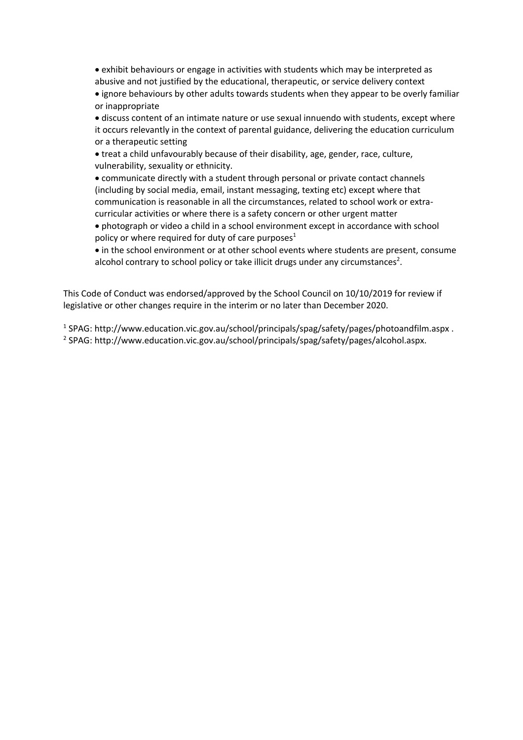- exhibit behaviours or engage in activities with students which may be interpreted as abusive and not justified by the educational, therapeutic, or service delivery context
- ignore behaviours by other adults towards students when they appear to be overly familiar or inappropriate
- discuss content of an intimate nature or use sexual innuendo with students, except where it occurs relevantly in the context of parental guidance, delivering the education curriculum or a therapeutic setting
- treat a child unfavourably because of their disability, age, gender, race, culture, vulnerability, sexuality or ethnicity.
- communicate directly with a student through personal or private contact channels (including by social media, email, instant messaging, texting etc) except where that communication is reasonable in all the circumstances, related to school work or extra-curricular activities or where there is a safety concern or other urgent matter
- photograph or video a child in a school environment except in accordance with school policy or where required for duty of care purposes[1]
- in the school environment or at other school events where students are present, consume alcohol contrary to school policy or take illicit drugs under any circumstances[2].

This Code of Conduct was endorsed/approved by the School Council on 10/10/2019 for review if legislative or other changes require in the interim or no later than December 2020.

[1] SPAG: http://www.education.vic.gov.au/school/principals/spag/safety/pages/photoandfilm.aspx .
[2] SPAG: http://www.education.vic.gov.au/school/principals/spag/safety/pages/alcohol.aspx.